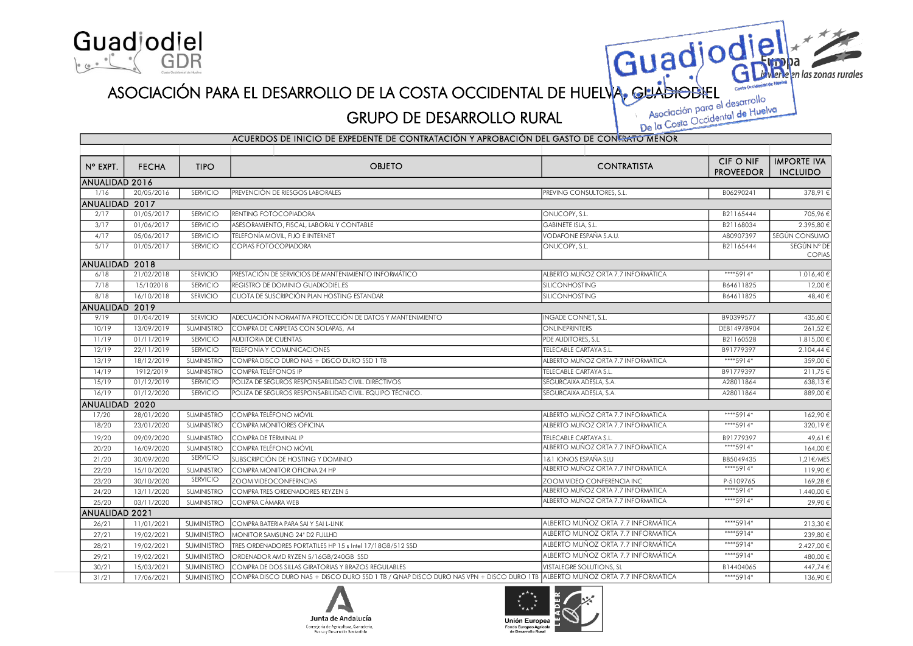# ASOCIACIÓN PARA EL DESARROLLO DE LA COSTA OCCIDENTAL DE HUELVA, GUADIODIEL

## GRUPO DE DESARROLLO RURAL

### ACUERDOS DE INICIO DE EXPEDENTE DE CONTRATACIÓN Y APROBACIÓN DEL GASTO DE CONTRATO MENOR

| Nº EXPT. | FECHA | TIPO | OBJETO | CONTRATISTA | CIF O NIF PROVEEDOR | IMPORTE IVA INCLUIDO |
|---|---|---|---|---|---|---|
| ANUALIDAD 2016 | | | | | | |
| 1/16 | 20/05/2016 | SERVICIO | PREVENCIÓN DE RIESGOS LABORALES | PREVING CONSULTORES, S.L. | B06290241 | 378,91 € |
| ANUALIDAD 2017 | | | | | | |
| 2/17 | 01/05/2017 | SERVICIO | RENTING FOTOCOPIADORA | ONUCOPY, S.L. | B21165444 | 705,96 € |
| 3/17 | 01/06/2017 | SERVICIO | ASESORAMIENTO, FISCAL, LABORAL Y CONTABLE | GABINETE ISLA, S.L. | B21168034 | 2.395,80 € |
| 4/17 | 05/06/2017 | SERVICIO | TELEFONÍA MOVIL, FIJO E INTERNET | VODAFONE ESPAÑA S.A.U. | A80907397 | SEGÚN CONSUMO |
| 5/17 | 01/05/2017 | SERVICIO | COPIAS FOTOCOPIADORA | ONUCOPY, S.L. | B21165444 | SEGÚN Nº DE COPIAS |
| ANUALIDAD 2018 | | | | | | |
| 6/18 | 21/02/2018 | SERVICIO | PRESTACIÓN DE SERVICIOS DE MANTENIMIENTO INFORMÁTICO | ALBERTO MUÑOZ ORTA 7.7 INFORMÁTICA | ****5914* | 1.016,40 € |
| 7/18 | 15/102018 | SERVICIO | REGISTRO DE DOMINIO GUADIODIEL.ES | SILICONHOSTING | B64611825 | 12,00 € |
| 8/18 | 16/10/2018 | SERVICIO | CUOTA DE SUSCRIPCIÓN PLAN HOSTING ESTANDAR | SILICONHOSTING | B64611825 | 48,40 € |
| ANUALIDAD 2019 | | | | | | |
| 9/19 | 01/04/2019 | SERVICIO | ADECUACIÓN NORMATIVA PROTECCIÓN DE DATOS Y MANTENIMIENTO | INGADE CONNET, S.L. | B90399577 | 435,60 € |
| 10/19 | 13/09/2019 | SUMINISTRO | COMPRA DE CARPETAS CON SOLAPAS, A4 | ONLINEPRINTERS | DE814978904 | 261,52 € |
| 11/19 | 01/11/2019 | SERVICIO | AUDITORIA DE CUENTAS | PDE AUDITORES, S.L. | B21160528 | 1.815,00 € |
| 12/19 | 22/11/2019 | SERVICIO | TELEFONÍA Y COMUNICACIONES | TELECABLE CARTAYA S.L. | B91779397 | 2.104,44 € |
| 13/19 | 18/12/2019 | SUMINISTRO | COMPRA DISCO DURO NAS + DISCO DURO SSD 1 TB | ALBERTO MUÑOZ ORTA 7.7 INFORMÁTICA | ****5914* | 359,00 € |
| 14/19 | 1912/2019 | SUMINISTRO | COMPRA TELÉFONOS IP | TELECABLE CARTAYA S.L. | B91779397 | 211,75 € |
| 15/19 | 01/12/2019 | SERVICIO | POLIZA DE SEGUROS RESPONSABILIDAD CIVIL. DIRECTIVOS | SEGURCAIXA ADESLA, S.A. | A28011864 | 638,13 € |
| 16/19 | 01/12/2020 | SERVICIO | POLIZA DE SEGUROS RESPONSABILIDAD CIVIL. EQUIPO TÉCNICO. | SEGURCAIXA ADESLA, S.A. | A28011864 | 889,00 € |
| ANUALIDAD 2020 | | | | | | |
| 17/20 | 28/01/2020 | SUMINISTRO | COMPRA TELÉFONO MÓVIL | ALBERTO MUÑOZ ORTA 7.7 INFORMÁTICA | ****5914* | 162,90 € |
| 18/20 | 23/01/2020 | SUMINISTRO | COMPRA MONITORES OFICINA | ALBERTO MUÑOZ ORTA 7.7 INFORMÁTICA | ****5914* | 320,19 € |
| 19/20 | 09/09/2020 | SUMINISTRO | COMPRA DE TERMINAL IP | TELECABLE CARTAYA S.L. | B91779397 | 49,61 € |
| 20/20 | 16/09/2020 | SUMINISTRO | COMPRA TELÉFONO MÓVIL | ALBERTO MUÑOZ ORTA 7.7 INFORMÁTICA | ****5914* | 164,00 € |
| 21/20 | 30/09/2020 | SERVICIO | SUBSCRIPCIÓN DE HOSTING Y DOMINIO | 1&1 IONOS ESPAÑA SLU | B85049435 | 1,21€/MES |
| 22/20 | 15/10/2020 | SUMINISTRO | COMPRA MONITOR OFICINA 24 HP | ALBERTO MUÑOZ ORTA 7.7 INFORMÁTICA | ****5914* | 119,90 € |
| 23/20 | 30/10/2020 | SERVICIO | ZOOM VIDEOCONFERNCIAS | ZOOM VIDEO CONFERENCIA INC | P-5109765 | 169,28 € |
| 24/20 | 13/11/2020 | SUMINISTRO | COMPRA TRES ORDENADORES REYZEN 5 | ALBERTO MUÑOZ ORTA 7.7 INFORMÁTICA | ****5914* | 1.440,00 € |
| 25/20 | 03/11/2020 | SUMINISTRO | COMPRA CÁMARA WEB | ALBERTO MUÑOZ ORTA 7.7 INFORMÁTICA | ****5914* | 29,90 € |
| ANUALIDAD 2021 | | | | | | |
| 26/21 | 11/01/2021 | SUMINISTRO | COMPRA BATERIA PARA SAI Y SAI L-LINK | ALBERTO MUÑOZ ORTA 7.7 INFORMÁTICA | ****5914* | 213,30 € |
| 27/21 | 19/02/2021 | SUMINISTRO | MONITOR SAMSUNG 24" D2 FULLHD | ALBERTO MUÑOZ ORTA 7.7 INFORMÁTICA | ****5914* | 239,80 € |
| 28/21 | 19/02/2021 | SUMINISTRO | TRES ORDENADORES PORTATILES HP 15 s Intel 17/18GB/512 SSD | ALBERTO MUÑOZ ORTA 7.7 INFORMÁTICA | ****5914* | 2.427,00 € |
| 29/21 | 19/02/2021 | SUMINISTRO | ORDENADOR AMD RYZEN 5/16GB/240GB SSD | ALBERTO MUÑOZ ORTA 7.7 INFORMÁTICA | ****5914* | 480,00 € |
| 30/21 | 15/03/2021 | SUMINISTRO | COMPRA DE DOS SILLAS GIRATORIAS Y BRAZOS REGULABLES | VISTALEGRE SOLUTIONS, SL | B14404065 | 447,74 € |
| 31/21 | 17/06/2021 | SUMINISTRO | COMPRA DISCO DURO NAS + DISCO DURO SSD 1 TB / QNAP DISCO DURO NAS VPN + DISCO DURO 1TB | ALBERTO MUÑOZ ORTA 7.7 INFORMÁTICA | ****5914* | 136,90 € |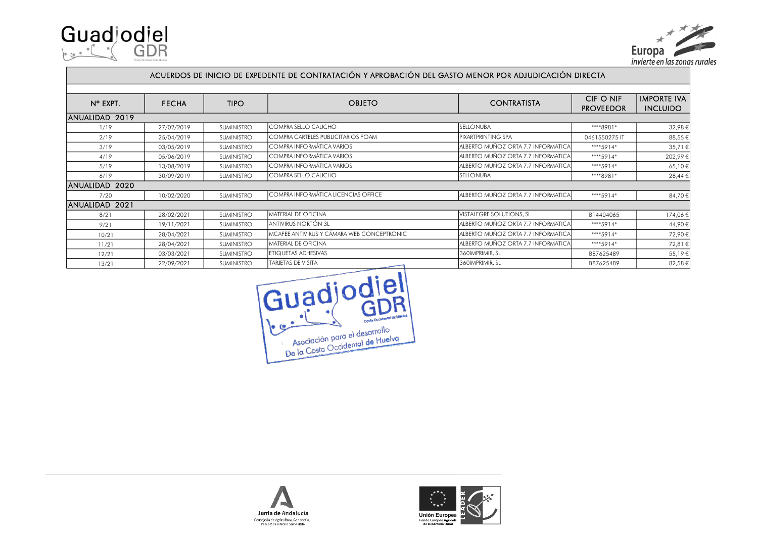## ACUERDOS DE INICIO DE EXPEDENTE DE CONTRATACIÓN Y APROBACIÓN DEL GASTO MENOR POR ADJUDICACIÓN DIRECTA

| Nº EXPT. | FECHA | TIPO | OBJETO | CONTRATISTA | CIF O NIF PROVEEDOR | IMPORTE IVA INCLUIDO |
|---|---|---|---|---|---|---|
| **ANUALIDAD 2019** | | | | | | |
| 1/19 | 27/02/2019 | SUMINISTRO | COMPRA SELLO CAUCHO | SELLONUBA | ****8981* | 32,98 € |
| 2/19 | 25/04/2019 | SUMINISTRO | COMPRA CARTELES PUBLICITARIOS FOAM | PIXARTPRINTING SPA | 0461550275 IT | 88,55 € |
| 3/19 | 03/05/2019 | SUMINISTRO | COMPRA INFORMÁTICA VARIOS | ALBERTO MUÑOZ ORTA 7.7 INFORMATICA | ****5914* | 35,71 € |
| 4/19 | 05/06/2019 | SUMINISTRO | COMPRA INFORMÁTICA VARIOS | ALBERTO MUÑOZ ORTA 7.7 INFORMATICA | ****5914* | 202,99 € |
| 5/19 | 13/08/2019 | SUMINISTRO | COMPRA INFORMÁTICA VARIOS | ALBERTO MUÑOZ ORTA 7.7 INFORMATICA | ****5914* | 65,10 € |
| 6/19 | 30/09/2019 | SUMINISTRO | COMPRA SELLO CAUCHO | SELLONUBA | ****8981* | 28,44 € |
| **ANUALIDAD 2020** | | | | | | |
| 7/20 | 10/02/2020 | SUMINISTRO | COMPRA INFORMÁTICA LICENCIAS OFFICE | ALBERTO MUÑOZ ORTA 7.7 INFORMATICA | ****5914* | 84,70 € |
| **ANUALIDAD 2021** | | | | | | |
| 8/21 | 28/02/2021 | SUMINISTRO | MATERIAL DE OFICINA | VISTALEGRE SOLUTIONS, SL | B14404065 | 174,06 € |
| 9/21 | 19/11/2021 | SUMINISTRO | ANTIVIRUS NORTÓN 3L | ALBERTO MUÑOZ ORTA 7.7 INFORMATICA | ****5914* | 44,90 € |
| 10/21 | 28/04/2021 | SUMINISTRO | MCAFEE ANTIVIRUS Y CÁMARA WEB CONCEPTRONIC | ALBERTO MUÑOZ ORTA 7.7 INFORMATICA | ****5914* | 72,90 € |
| 11/21 | 28/04/2021 | SUMINISTRO | MATERIAL DE OFICINA | ALBERTO MUÑOZ ORTA 7.7 INFORMATICA | ****5914* | 72,81 € |
| 12/21 | 03/03/2021 | SUMINISTRO | ETIQUETAS ADHESIVAS | 360IMPRIMIR, SL | B87625489 | 55,19 € |
| 13/21 | 22/09/2021 | SUMINISTRO | TARJETAS DE VISITA | 360IMPRIMIR, SL | B87625489 | 82,58 € |

Guadiodiel GDR
Costa Occidental de Huelva
Asociación para el desarrollo De la Costa Occidental de Huelva